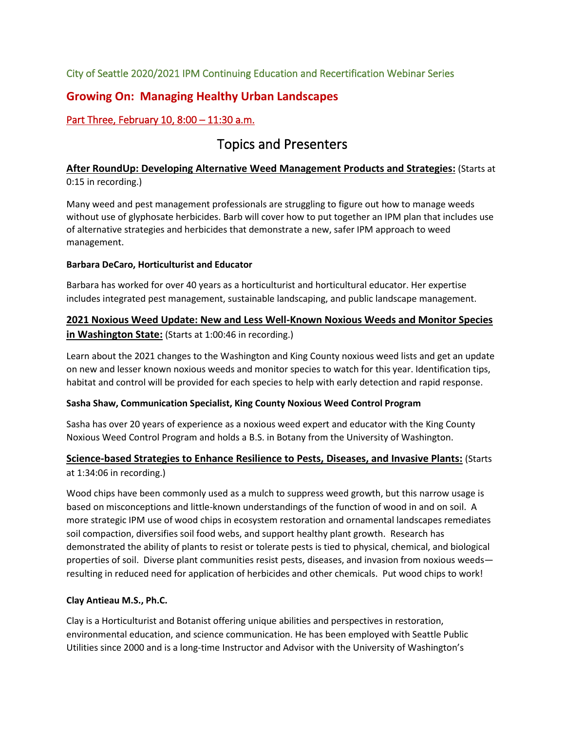City of Seattle 2020/2021 IPM Continuing Education and Recertification Webinar Series

# Growing On: Managing Healthy Urban Landscapes

## Part Three, February 10, 8:00 – 11:30 a.m.

## Topics and Presenters

### **After RoundUp: Developing Alternative Weed Management Products and Strategies:** (Starts at 0:15 in recording.)

Many weed and pest management professionals are struggling to figure out how to manage weeds without use of glyphosate herbicides. Barb will cover how to put together an IPM plan that includes use of alternative strategies and herbicides that demonstrate a new, safer IPM approach to weed management.

**Barbara DeCaro, Horticulturist and Educator**

Barbara has worked for over 40 years as a horticulturist and horticultural educator. Her expertise includes integrated pest management, sustainable landscaping, and public landscape management.

### **2021 Noxious Weed Update: New and Less Well-Known Noxious Weeds and Monitor Species in Washington State:** (Starts at 1:00:46 in recording.)

Learn about the 2021 changes to the Washington and King County noxious weed lists and get an update on new and lesser known noxious weeds and monitor species to watch for this year. Identification tips, habitat and control will be provided for each species to help with early detection and rapid response.

**Sasha Shaw, Communication Specialist, King County Noxious Weed Control Program**

Sasha has over 20 years of experience as a noxious weed expert and educator with the King County Noxious Weed Control Program and holds a B.S. in Botany from the University of Washington.

### **Science-based Strategies to Enhance Resilience to Pests, Diseases, and Invasive Plants:** (Starts at 1:34:06 in recording.)

Wood chips have been commonly used as a mulch to suppress weed growth, but this narrow usage is based on misconceptions and little-known understandings of the function of wood in and on soil. A more strategic IPM use of wood chips in ecosystem restoration and ornamental landscapes remediates soil compaction, diversifies soil food webs, and support healthy plant growth. Research has demonstrated the ability of plants to resist or tolerate pests is tied to physical, chemical, and biological properties of soil. Diverse plant communities resist pests, diseases, and invasion from noxious weeds—resulting in reduced need for application of herbicides and other chemicals. Put wood chips to work!

**Clay Antieau M.S., Ph.C.**

Clay is a Horticulturist and Botanist offering unique abilities and perspectives in restoration, environmental education, and science communication. He has been employed with Seattle Public Utilities since 2000 and is a long-time Instructor and Advisor with the University of Washington's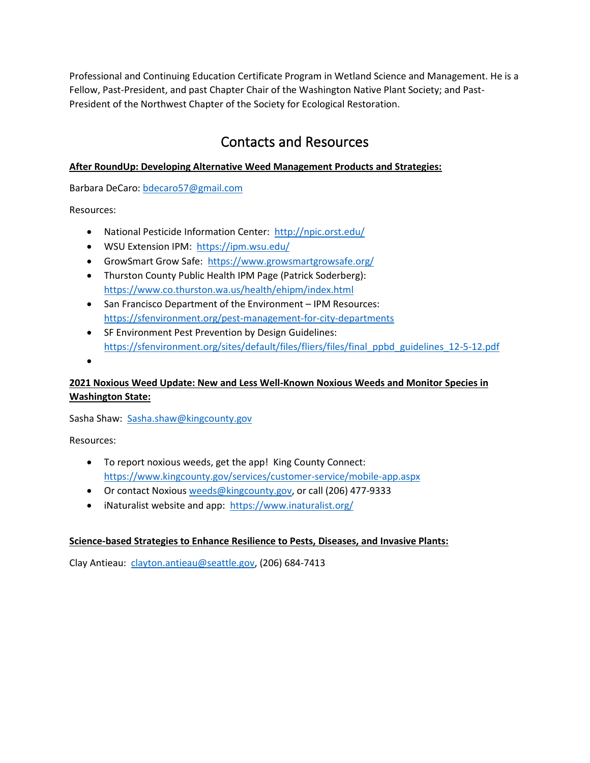Professional and Continuing Education Certificate Program in Wetland Science and Management. He is a Fellow, Past-President, and past Chapter Chair of the Washington Native Plant Society; and Past-President of the Northwest Chapter of the Society for Ecological Restoration.

# Contacts and Resources

**After RoundUp: Developing Alternative Weed Management Products and Strategies:**

Barbara DeCaro: bdecaro57@gmail.com

Resources:

- National Pesticide Information Center: http://npic.orst.edu/
- WSU Extension IPM: https://ipm.wsu.edu/
- GrowSmart Grow Safe: https://www.growsmartgrowsafe.org/
- Thurston County Public Health IPM Page (Patrick Soderberg): https://www.co.thurston.wa.us/health/ehipm/index.html
- San Francisco Department of the Environment – IPM Resources: https://sfenvironment.org/pest-management-for-city-departments
- SF Environment Pest Prevention by Design Guidelines: https://sfenvironment.org/sites/default/files/fliers/files/final_ppbd_guidelines_12-5-12.pdf

**2021 Noxious Weed Update: New and Less Well-Known Noxious Weeds and Monitor Species in Washington State:**

Sasha Shaw: Sasha.shaw@kingcounty.gov

Resources:

- To report noxious weeds, get the app! King County Connect: https://www.kingcounty.gov/services/customer-service/mobile-app.aspx
- Or contact Noxious weeds@kingcounty.gov, or call (206) 477-9333
- iNaturalist website and app: https://www.inaturalist.org/

**Science-based Strategies to Enhance Resilience to Pests, Diseases, and Invasive Plants:**

Clay Antieau: clayton.antieau@seattle.gov, (206) 684-7413